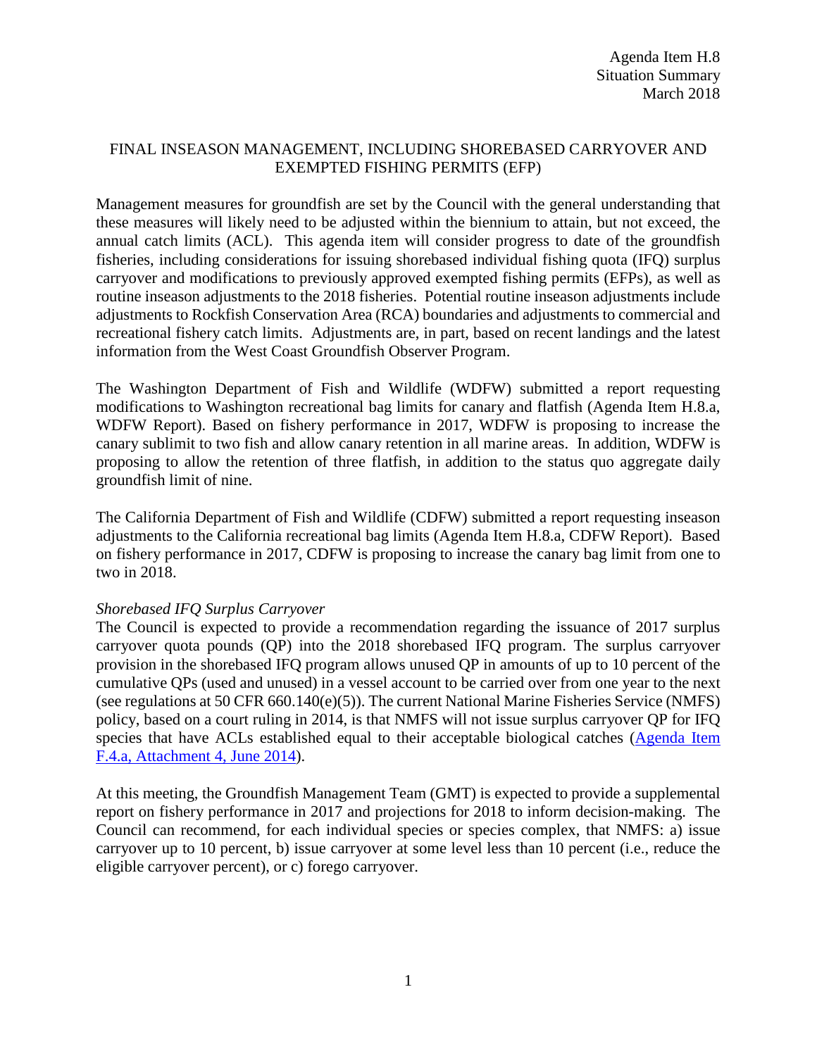Agenda Item H.8
Situation Summary
March 2018

# FINAL INSEASON MANAGEMENT, INCLUDING SHOREBASED CARRYOVER AND EXEMPTED FISHING PERMITS (EFP)

Management measures for groundfish are set by the Council with the general understanding that these measures will likely need to be adjusted within the biennium to attain, but not exceed, the annual catch limits (ACL). This agenda item will consider progress to date of the groundfish fisheries, including considerations for issuing shorebased individual fishing quota (IFQ) surplus carryover and modifications to previously approved exempted fishing permits (EFPs), as well as routine inseason adjustments to the 2018 fisheries. Potential routine inseason adjustments include adjustments to Rockfish Conservation Area (RCA) boundaries and adjustments to commercial and recreational fishery catch limits. Adjustments are, in part, based on recent landings and the latest information from the West Coast Groundfish Observer Program.

The Washington Department of Fish and Wildlife (WDFW) submitted a report requesting modifications to Washington recreational bag limits for canary and flatfish (Agenda Item H.8.a, WDFW Report). Based on fishery performance in 2017, WDFW is proposing to increase the canary sublimit to two fish and allow canary retention in all marine areas. In addition, WDFW is proposing to allow the retention of three flatfish, in addition to the status quo aggregate daily groundfish limit of nine.

The California Department of Fish and Wildlife (CDFW) submitted a report requesting inseason adjustments to the California recreational bag limits (Agenda Item H.8.a, CDFW Report). Based on fishery performance in 2017, CDFW is proposing to increase the canary bag limit from one to two in 2018.

*Shorebased IFQ Surplus Carryover*

The Council is expected to provide a recommendation regarding the issuance of 2017 surplus carryover quota pounds (QP) into the 2018 shorebased IFQ program. The surplus carryover provision in the shorebased IFQ program allows unused QP in amounts of up to 10 percent of the cumulative QPs (used and unused) in a vessel account to be carried over from one year to the next (see regulations at 50 CFR 660.140(e)(5)). The current National Marine Fisheries Service (NMFS) policy, based on a court ruling in 2014, is that NMFS will not issue surplus carryover QP for IFQ species that have ACLs established equal to their acceptable biological catches (Agenda Item F.4.a, Attachment 4, June 2014).

At this meeting, the Groundfish Management Team (GMT) is expected to provide a supplemental report on fishery performance in 2017 and projections for 2018 to inform decision-making. The Council can recommend, for each individual species or species complex, that NMFS: a) issue carryover up to 10 percent, b) issue carryover at some level less than 10 percent (i.e., reduce the eligible carryover percent), or c) forego carryover.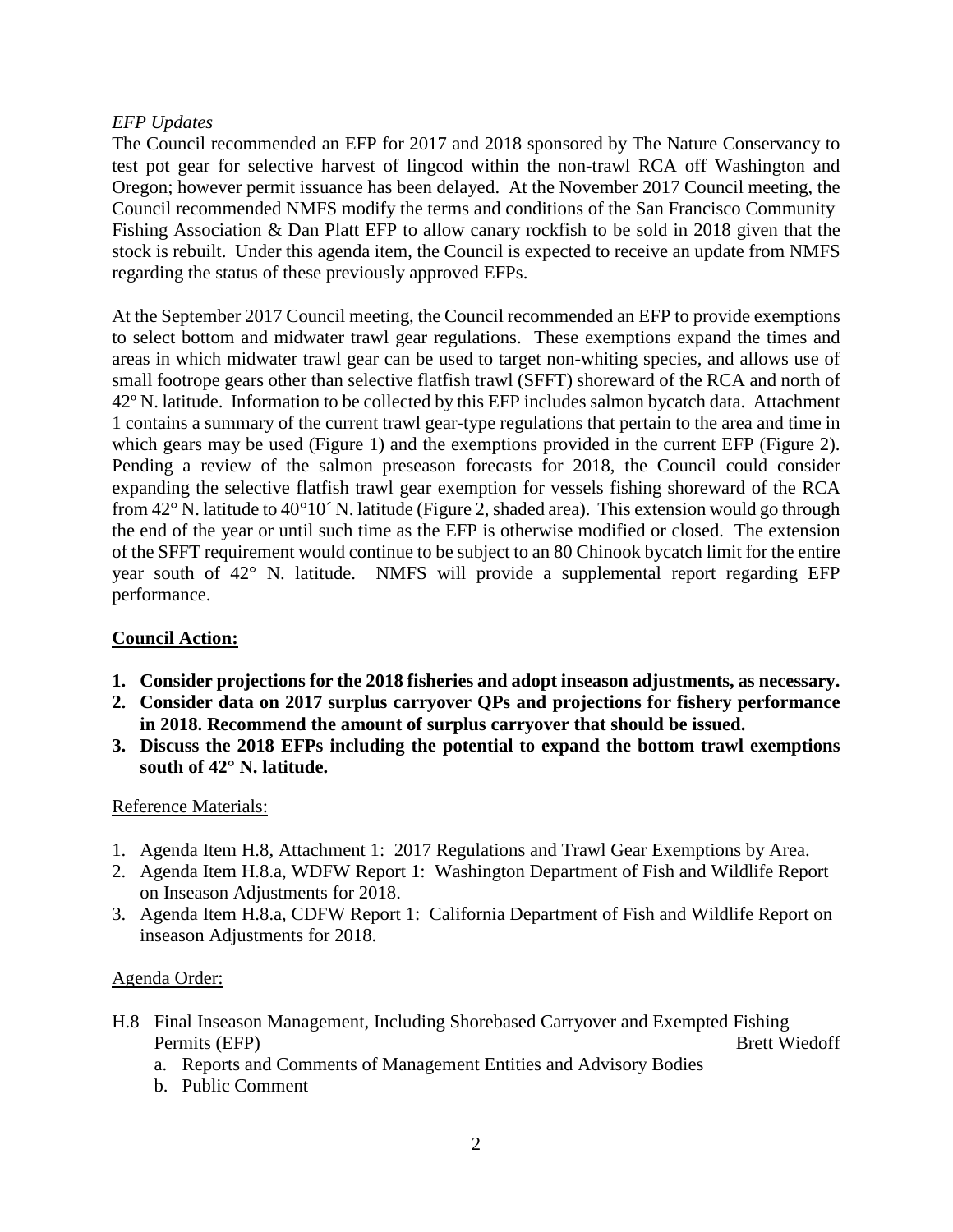*EFP Updates*

The Council recommended an EFP for 2017 and 2018 sponsored by The Nature Conservancy to test pot gear for selective harvest of lingcod within the non-trawl RCA off Washington and Oregon; however permit issuance has been delayed. At the November 2017 Council meeting, the Council recommended NMFS modify the terms and conditions of the San Francisco Community Fishing Association & Dan Platt EFP to allow canary rockfish to be sold in 2018 given that the stock is rebuilt. Under this agenda item, the Council is expected to receive an update from NMFS regarding the status of these previously approved EFPs.

At the September 2017 Council meeting, the Council recommended an EFP to provide exemptions to select bottom and midwater trawl gear regulations. These exemptions expand the times and areas in which midwater trawl gear can be used to target non-whiting species, and allows use of small footrope gears other than selective flatfish trawl (SFFT) shoreward of the RCA and north of 42º N. latitude. Information to be collected by this EFP includes salmon bycatch data. Attachment 1 contains a summary of the current trawl gear-type regulations that pertain to the area and time in which gears may be used (Figure 1) and the exemptions provided in the current EFP (Figure 2). Pending a review of the salmon preseason forecasts for 2018, the Council could consider expanding the selective flatfish trawl gear exemption for vessels fishing shoreward of the RCA from 42° N. latitude to 40°10´ N. latitude (Figure 2, shaded area). This extension would go through the end of the year or until such time as the EFP is otherwise modified or closed. The extension of the SFFT requirement would continue to be subject to an 80 Chinook bycatch limit for the entire year south of 42° N. latitude. NMFS will provide a supplemental report regarding EFP performance.

**Council Action:**

1. **Consider projections for the 2018 fisheries and adopt inseason adjustments, as necessary.**
2. **Consider data on 2017 surplus carryover QPs and projections for fishery performance in 2018. Recommend the amount of surplus carryover that should be issued.**
3. **Discuss the 2018 EFPs including the potential to expand the bottom trawl exemptions south of 42° N. latitude.**

Reference Materials:

1. Agenda Item H.8, Attachment 1: 2017 Regulations and Trawl Gear Exemptions by Area.
2. Agenda Item H.8.a, WDFW Report 1: Washington Department of Fish and Wildlife Report on Inseason Adjustments for 2018.
3. Agenda Item H.8.a, CDFW Report 1: California Department of Fish and Wildlife Report on inseason Adjustments for 2018.

Agenda Order:

H.8 Final Inseason Management, Including Shorebased Carryover and Exempted Fishing Permits (EFP) — Brett Wiedoff

a. Reports and Comments of Management Entities and Advisory Bodies
b. Public Comment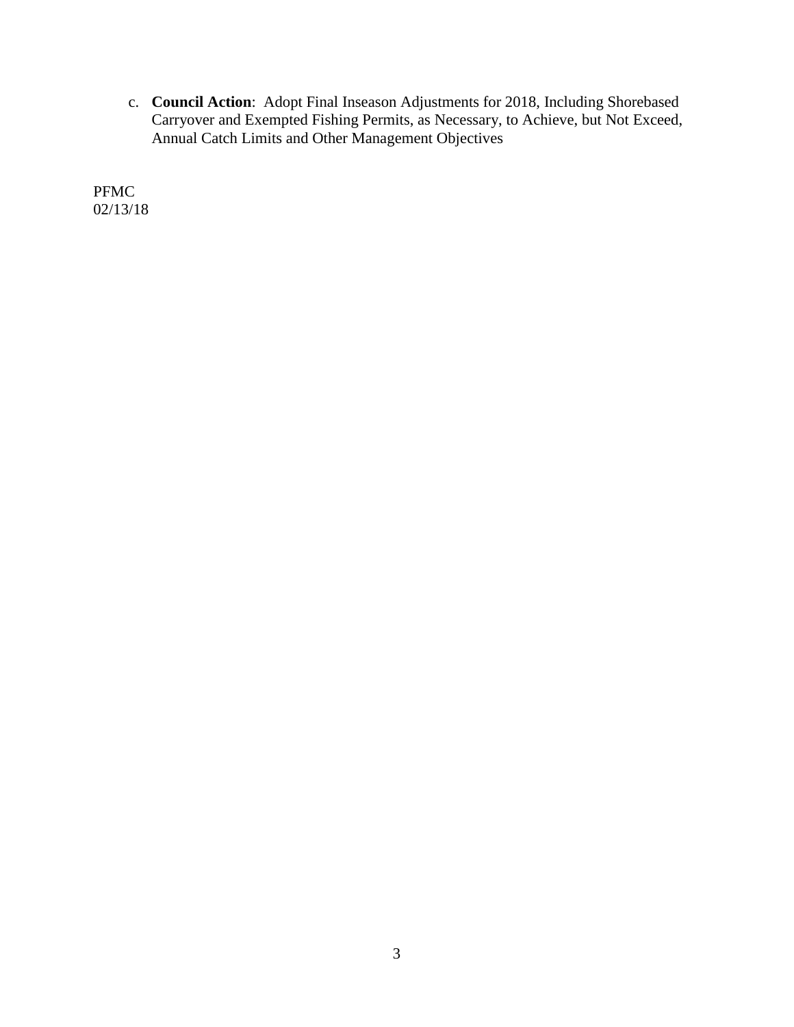c. **Council Action**: Adopt Final Inseason Adjustments for 2018, Including Shorebased Carryover and Exempted Fishing Permits, as Necessary, to Achieve, but Not Exceed, Annual Catch Limits and Other Management Objectives

PFMC
02/13/18